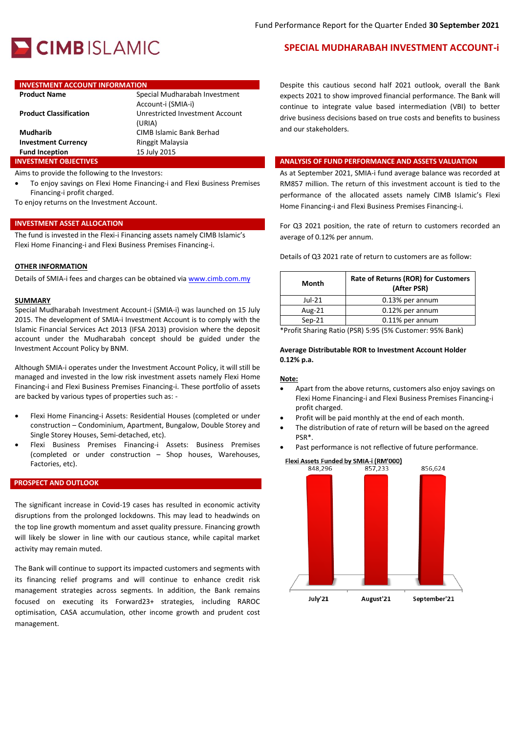Fund Performance Report for the Quarter Ended **30 September 2021**

# CIMB ISLAMIC

## SPECIAL MUDHARABAH INVESTMENT ACCOUNT-i

## INVESTMENT ACCOUNT INFORMATION

| | |
|---|---|
| **Product Name** | Special Mudharabah Investment Account-i (SMIA-i) |
| **Product Classification** | Unrestricted Investment Account (URIA) |
| **Mudharib** | CIMB Islamic Bank Berhad |
| **Investment Currency** | Ringgit Malaysia |
| **Fund Inception** | 15 July 2015 |

## INVESTMENT OBJECTIVES

Aims to provide the following to the Investors:

- To enjoy savings on Flexi Home Financing-i and Flexi Business Premises Financing-i profit charged.

To enjoy returns on the Investment Account.

## INVESTMENT ASSET ALLOCATION

The fund is invested in the Flexi-i Financing assets namely CIMB Islamic's Flexi Home Financing-i and Flexi Business Premises Financing-i.

**OTHER INFORMATION**

Details of SMIA-i fees and charges can be obtained via www.cimb.com.my

**SUMMARY**

Special Mudharabah Investment Account-i (SMIA-i) was launched on 15 July 2015. The development of SMIA-i Investment Account is to comply with the Islamic Financial Services Act 2013 (IFSA 2013) provision where the deposit account under the Mudharabah concept should be guided under the Investment Account Policy by BNM.

Although SMIA-i operates under the Investment Account Policy, it will still be managed and invested in the low risk investment assets namely Flexi Home Financing-i and Flexi Business Premises Financing-i. These portfolio of assets are backed by various types of properties such as: -

- Flexi Home Financing-i Assets: Residential Houses (completed or under construction – Condominium, Apartment, Bungalow, Double Storey and Single Storey Houses, Semi-detached, etc).
- Flexi Business Premises Financing-i Assets: Business Premises (completed or under construction – Shop houses, Warehouses, Factories, etc).

## PROSPECT AND OUTLOOK

The significant increase in Covid-19 cases has resulted in economic activity disruptions from the prolonged lockdowns. This may lead to headwinds on the top line growth momentum and asset quality pressure. Financing growth will likely be slower in line with our cautious stance, while capital market activity may remain muted.

The Bank will continue to support its impacted customers and segments with its financing relief programs and will continue to enhance credit risk management strategies across segments. In addition, the Bank remains focused on executing its Forward23+ strategies, including RAROC optimisation, CASA accumulation, other income growth and prudent cost management.

Despite this cautious second half 2021 outlook, overall the Bank expects 2021 to show improved financial performance. The Bank will continue to integrate value based intermediation (VBI) to better drive business decisions based on true costs and benefits to business and our stakeholders.

## ANALYSIS OF FUND PERFORMANCE AND ASSETS VALUATION

As at September 2021, SMIA-i fund average balance was recorded at RM857 million. The return of this investment account is tied to the performance of the allocated assets namely CIMB Islamic's Flexi Home Financing-i and Flexi Business Premises Financing-i.

For Q3 2021 position, the rate of return to customers recorded an average of 0.12% per annum.

Details of Q3 2021 rate of return to customers are as follow:

| Month | Rate of Returns (ROR) for Customers (After PSR) |
|---|---|
| Jul-21 | 0.13% per annum |
| Aug-21 | 0.12% per annum |
| Sep-21 | 0.11% per annum |

*Profit Sharing Ratio (PSR) 5:95 (5% Customer: 95% Bank)

**Average Distributable ROR to Investment Account Holder 0.12% p.a.**

**Note:**

- Apart from the above returns, customers also enjoy savings on Flexi Home Financing-i and Flexi Business Premises Financing-i profit charged.
- Profit will be paid monthly at the end of each month.
- The distribution of rate of return will be based on the agreed PSR*.
- Past performance is not reflective of future performance.

**Flexi Assets Funded by SMIA-i (RM'000)**

| July'21 | August'21 | September'21 |
|---|---|---|
| 848,296 | 857,233 | 856,624 |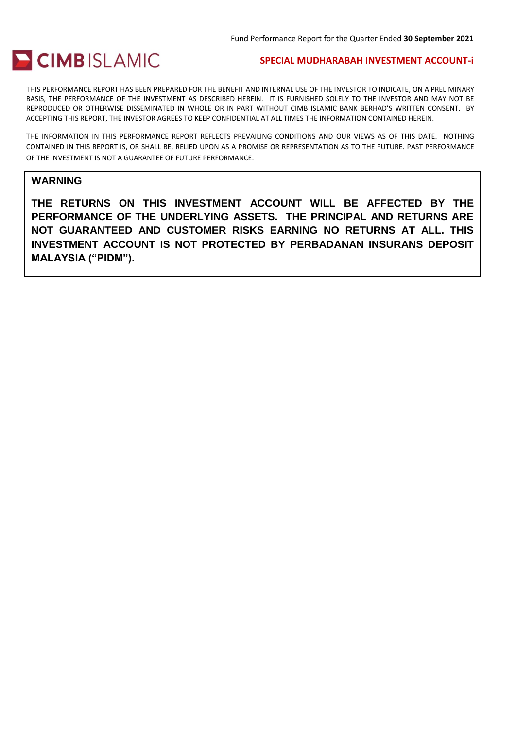Fund Performance Report for the Quarter Ended **30 September 2021**

CIMB ISLAMIC

**SPECIAL MUDHARABAH INVESTMENT ACCOUNT-i**

THIS PERFORMANCE REPORT HAS BEEN PREPARED FOR THE BENEFIT AND INTERNAL USE OF THE INVESTOR TO INDICATE, ON A PRELIMINARY BASIS, THE PERFORMANCE OF THE INVESTMENT AS DESCRIBED HEREIN. IT IS FURNISHED SOLELY TO THE INVESTOR AND MAY NOT BE REPRODUCED OR OTHERWISE DISSEMINATED IN WHOLE OR IN PART WITHOUT CIMB ISLAMIC BANK BERHAD'S WRITTEN CONSENT. BY ACCEPTING THIS REPORT, THE INVESTOR AGREES TO KEEP CONFIDENTIAL AT ALL TIMES THE INFORMATION CONTAINED HEREIN.

THE INFORMATION IN THIS PERFORMANCE REPORT REFLECTS PREVAILING CONDITIONS AND OUR VIEWS AS OF THIS DATE. NOTHING CONTAINED IN THIS REPORT IS, OR SHALL BE, RELIED UPON AS A PROMISE OR REPRESENTATION AS TO THE FUTURE. PAST PERFORMANCE OF THE INVESTMENT IS NOT A GUARANTEE OF FUTURE PERFORMANCE.

**WARNING**

**THE RETURNS ON THIS INVESTMENT ACCOUNT WILL BE AFFECTED BY THE PERFORMANCE OF THE UNDERLYING ASSETS. THE PRINCIPAL AND RETURNS ARE NOT GUARANTEED AND CUSTOMER RISKS EARNING NO RETURNS AT ALL. THIS INVESTMENT ACCOUNT IS NOT PROTECTED BY PERBADANAN INSURANS DEPOSIT MALAYSIA ("PIDM").**